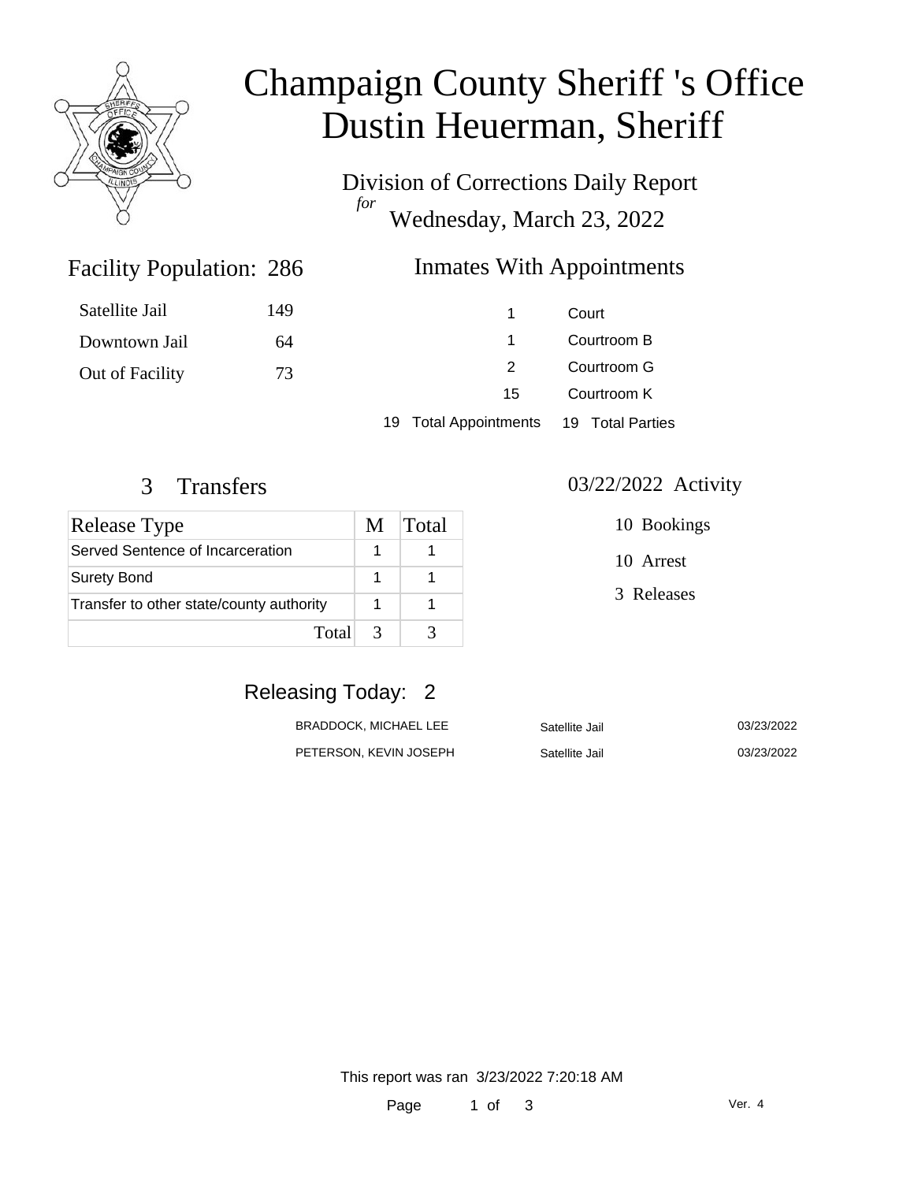# Champaign County Sheriff 's Office
# Dustin Heuerman, Sheriff

Division of Corrections Daily Report
*for*
Wednesday, March 23, 2022

## Facility Population: 286

| | |
|---|---|
| Satellite Jail | 149 |
| Downtown Jail | 64 |
| Out of Facility | 73 |

## Inmates With Appointments

| | |
|---|---|
| 1 | Court |
| 1 | Courtroom B |
| 2 | Courtroom G |
| 15 | Courtroom K |

19 Total Appointments    19 Total Parties

## 3 Transfers

| Release Type | M | Total |
|---|---|---|
| Served Sentence of Incarceration | 1 | 1 |
| Surety Bond | 1 | 1 |
| Transfer to other state/county authority | 1 | 1 |
| Total | 3 | 3 |

## 03/22/2022 Activity

10 Bookings

10 Arrest

3 Releases

## Releasing Today: 2

| | | |
|---|---|---|
| BRADDOCK, MICHAEL LEE | Satellite Jail | 03/23/2022 |
| PETERSON, KEVIN JOSEPH | Satellite Jail | 03/23/2022 |

This report was ran 3/23/2022 7:20:18 AM

Ver. 4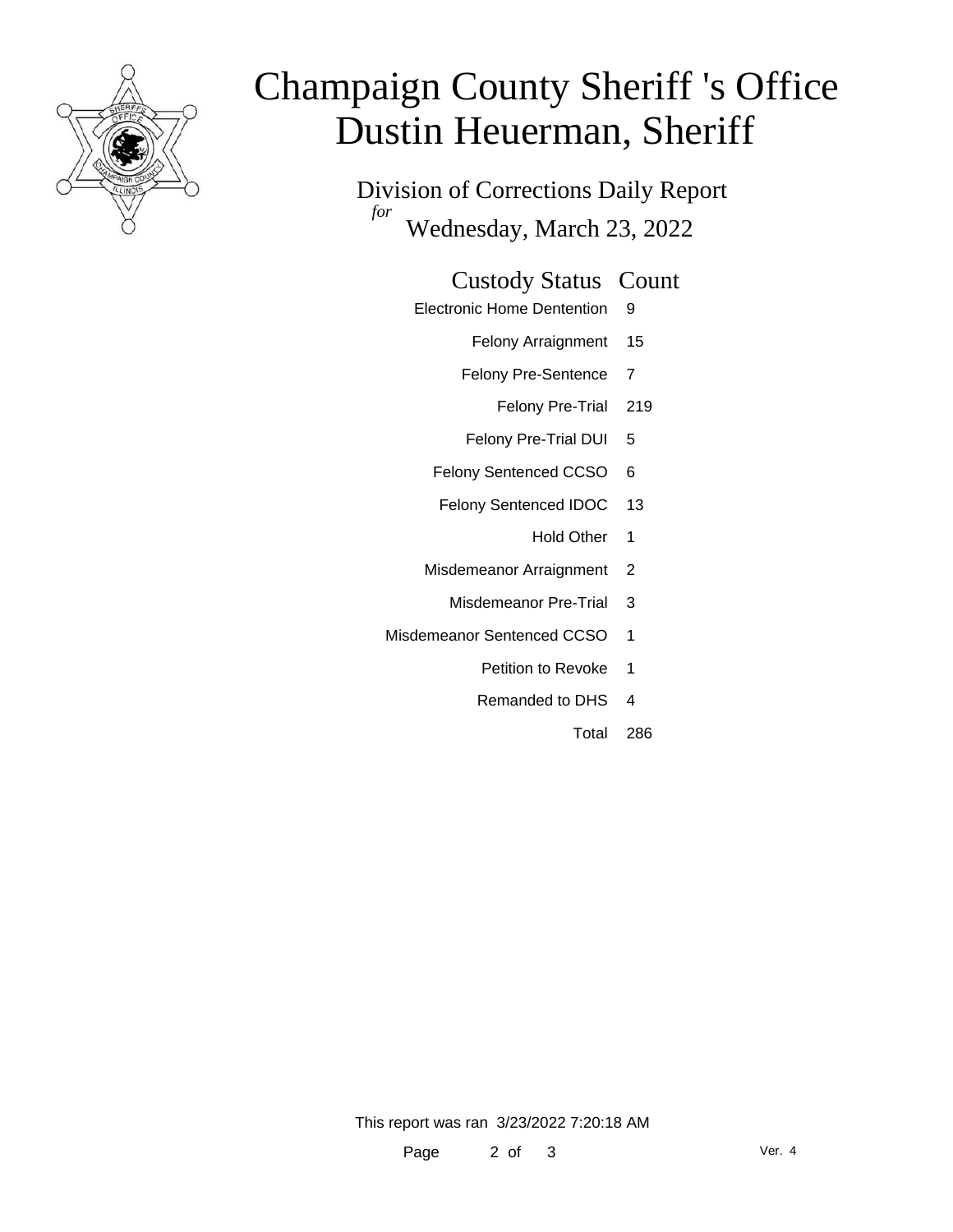# Champaign County Sheriff 's Office
# Dustin Heuerman, Sheriff

## Division of Corrections Daily Report

*for*

Wednesday, March 23, 2022

| Custody Status | Count |
| --- | --- |
| Electronic Home Dentention | 9 |
| Felony Arraignment | 15 |
| Felony Pre-Sentence | 7 |
| Felony Pre-Trial | 219 |
| Felony Pre-Trial DUI | 5 |
| Felony Sentenced CCSO | 6 |
| Felony Sentenced IDOC | 13 |
| Hold Other | 1 |
| Misdemeanor Arraignment | 2 |
| Misdemeanor Pre-Trial | 3 |
| Misdemeanor Sentenced CCSO | 1 |
| Petition to Revoke | 1 |
| Remanded to DHS | 4 |
| Total | 286 |

This report was ran 3/23/2022 7:20:18 AM

Ver. 4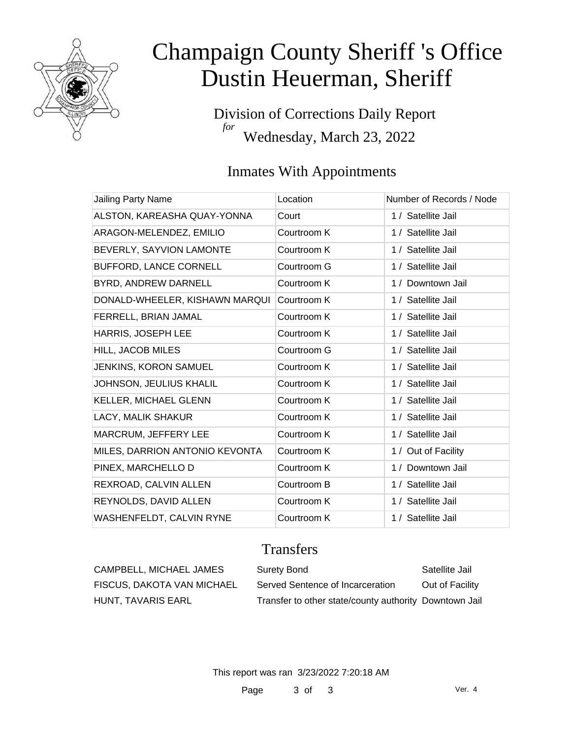# Champaign County Sheriff 's Office
# Dustin Heuerman, Sheriff

Division of Corrections Daily Report
*for*
Wednesday, March 23, 2022

## Inmates With Appointments

| Jailing Party Name | Location | Number of Records / Node |
|---|---|---|
| ALSTON, KAREASHA QUAY-YONNA | Court | 1 / Satellite Jail |
| ARAGON-MELENDEZ, EMILIO | Courtroom K | 1 / Satellite Jail |
| BEVERLY, SAYVION LAMONTE | Courtroom K | 1 / Satellite Jail |
| BUFFORD, LANCE CORNELL | Courtroom G | 1 / Satellite Jail |
| BYRD, ANDREW DARNELL | Courtroom K | 1 / Downtown Jail |
| DONALD-WHEELER, KISHAWN MARQUI | Courtroom K | 1 / Satellite Jail |
| FERRELL, BRIAN JAMAL | Courtroom K | 1 / Satellite Jail |
| HARRIS, JOSEPH LEE | Courtroom K | 1 / Satellite Jail |
| HILL, JACOB MILES | Courtroom G | 1 / Satellite Jail |
| JENKINS, KORON SAMUEL | Courtroom K | 1 / Satellite Jail |
| JOHNSON, JEULIUS KHALIL | Courtroom K | 1 / Satellite Jail |
| KELLER, MICHAEL GLENN | Courtroom K | 1 / Satellite Jail |
| LACY, MALIK SHAKUR | Courtroom K | 1 / Satellite Jail |
| MARCRUM, JEFFERY LEE | Courtroom K | 1 / Satellite Jail |
| MILES, DARRION ANTONIO KEVONTA | Courtroom K | 1 / Out of Facility |
| PINEX, MARCHELLO D | Courtroom K | 1 / Downtown Jail |
| REXROAD, CALVIN ALLEN | Courtroom B | 1 / Satellite Jail |
| REYNOLDS, DAVID ALLEN | Courtroom K | 1 / Satellite Jail |
| WASHENFELDT, CALVIN RYNE | Courtroom K | 1 / Satellite Jail |

## Transfers

| | | |
|---|---|---|
| CAMPBELL, MICHAEL JAMES | Surety Bond | Satellite Jail |
| FISCUS, DAKOTA VAN MICHAEL | Served Sentence of Incarceration | Out of Facility |
| HUNT, TAVARIS EARL | Transfer to other state/county authority | Downtown Jail |

This report was ran 3/23/2022 7:20:18 AM

Ver. 4